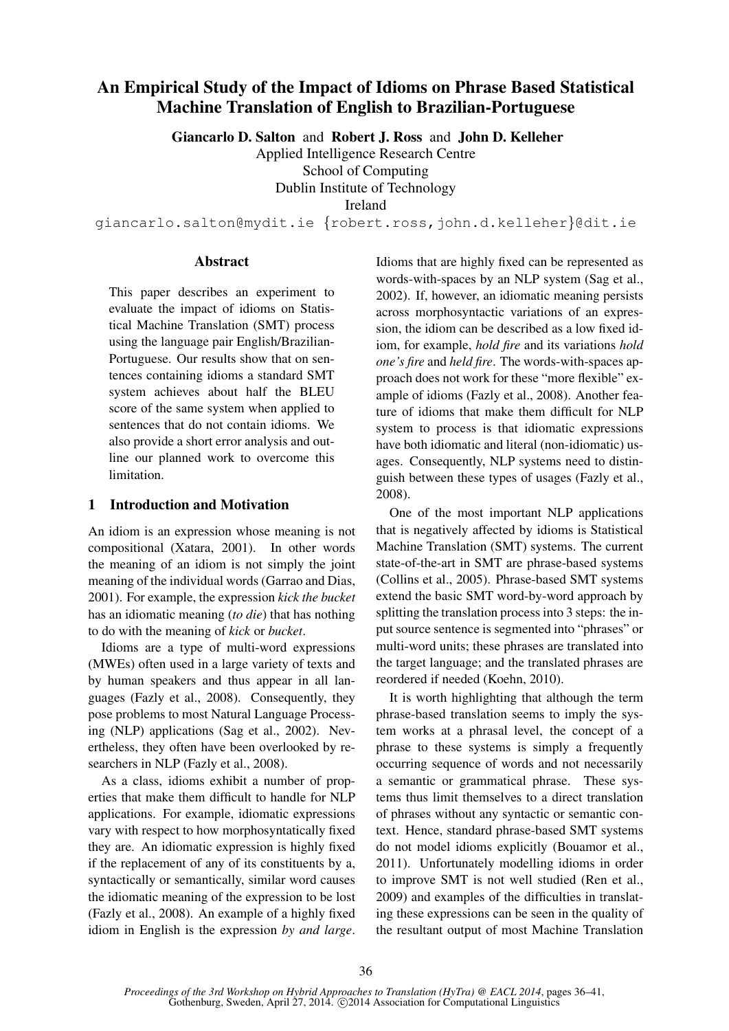# An Empirical Study of the Impact of Idioms on Phrase Based Statistical Machine Translation of English to Brazilian-Portuguese

**Giancarlo D. Salton** and **Robert J. Ross** and **John D. Kelleher**
Applied Intelligence Research Centre
School of Computing
Dublin Institute of Technology
Ireland

giancarlo.salton@mydit.ie {robert.ross,john.d.kelleher}@dit.ie

## Abstract

This paper describes an experiment to evaluate the impact of idioms on Statistical Machine Translation (SMT) process using the language pair English/Brazilian-Portuguese. Our results show that on sentences containing idioms a standard SMT system achieves about half the BLEU score of the same system when applied to sentences that do not contain idioms. We also provide a short error analysis and outline our planned work to overcome this limitation.

## 1 Introduction and Motivation

An idiom is an expression whose meaning is not compositional (Xatara, 2001). In other words the meaning of an idiom is not simply the joint meaning of the individual words (Garrao and Dias, 2001). For example, the expression *kick the bucket* has an idiomatic meaning (*to die*) that has nothing to do with the meaning of *kick* or *bucket*.

Idioms are a type of multi-word expressions (MWEs) often used in a large variety of texts and by human speakers and thus appear in all languages (Fazly et al., 2008). Consequently, they pose problems to most Natural Language Processing (NLP) applications (Sag et al., 2002). Nevertheless, they often have been overlooked by researchers in NLP (Fazly et al., 2008).

As a class, idioms exhibit a number of properties that make them difficult to handle for NLP applications. For example, idiomatic expressions vary with respect to how morphosyntatically fixed they are. An idiomatic expression is highly fixed if the replacement of any of its constituents by a, syntactically or semantically, similar word causes the idiomatic meaning of the expression to be lost (Fazly et al., 2008). An example of a highly fixed idiom in English is the expression *by and large*. Idioms that are highly fixed can be represented as words-with-spaces by an NLP system (Sag et al., 2002). If, however, an idiomatic meaning persists across morphosyntactic variations of an expression, the idiom can be described as a low fixed idiom, for example, *hold fire* and its variations *hold one's fire* and *held fire*. The words-with-spaces approach does not work for these "more flexible" example of idioms (Fazly et al., 2008). Another feature of idioms that make them difficult for NLP system to process is that idiomatic expressions have both idiomatic and literal (non-idiomatic) usages. Consequently, NLP systems need to distinguish between these types of usages (Fazly et al., 2008).

One of the most important NLP applications that is negatively affected by idioms is Statistical Machine Translation (SMT) systems. The current state-of-the-art in SMT are phrase-based systems (Collins et al., 2005). Phrase-based SMT systems extend the basic SMT word-by-word approach by splitting the translation process into 3 steps: the input source sentence is segmented into "phrases" or multi-word units; these phrases are translated into the target language; and the translated phrases are reordered if needed (Koehn, 2010).

It is worth highlighting that although the term phrase-based translation seems to imply the system works at a phrasal level, the concept of a phrase to these systems is simply a frequently occurring sequence of words and not necessarily a semantic or grammatical phrase. These systems thus limit themselves to a direct translation of phrases without any syntactic or semantic context. Hence, standard phrase-based SMT systems do not model idioms explicitly (Bouamor et al., 2011). Unfortunately modelling idioms in order to improve SMT is not well studied (Ren et al., 2009) and examples of the difficulties in translating these expressions can be seen in the quality of the resultant output of most Machine Translation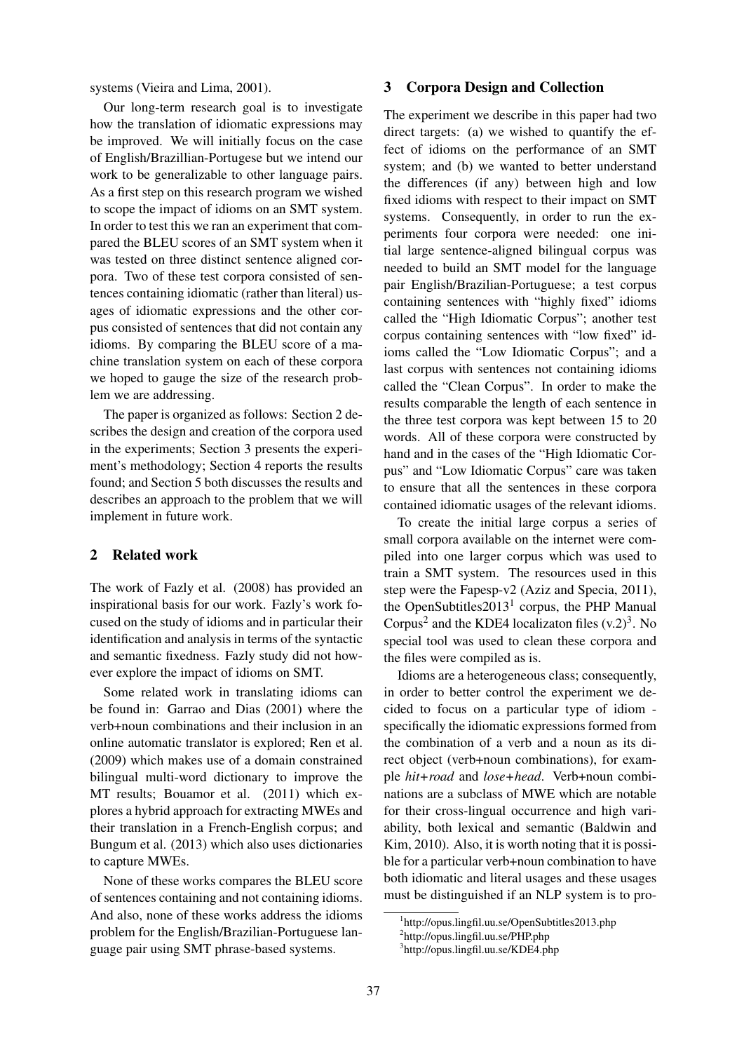systems (Vieira and Lima, 2001).

Our long-term research goal is to investigate how the translation of idiomatic expressions may be improved. We will initially focus on the case of English/Brazillian-Portugese but we intend our work to be generalizable to other language pairs. As a first step on this research program we wished to scope the impact of idioms on an SMT system. In order to test this we ran an experiment that compared the BLEU scores of an SMT system when it was tested on three distinct sentence aligned corpora. Two of these test corpora consisted of sentences containing idiomatic (rather than literal) usages of idiomatic expressions and the other corpus consisted of sentences that did not contain any idioms. By comparing the BLEU score of a machine translation system on each of these corpora we hoped to gauge the size of the research problem we are addressing.

The paper is organized as follows: Section 2 describes the design and creation of the corpora used in the experiments; Section 3 presents the experiment's methodology; Section 4 reports the results found; and Section 5 both discusses the results and describes an approach to the problem that we will implement in future work.

## 2 Related work

The work of Fazly et al. (2008) has provided an inspirational basis for our work. Fazly's work focused on the study of idioms and in particular their identification and analysis in terms of the syntactic and semantic fixedness. Fazly study did not however explore the impact of idioms on SMT.

Some related work in translating idioms can be found in: Garrao and Dias (2001) where the verb+noun combinations and their inclusion in an online automatic translator is explored; Ren et al. (2009) which makes use of a domain constrained bilingual multi-word dictionary to improve the MT results; Bouamor et al. (2011) which explores a hybrid approach for extracting MWEs and their translation in a French-English corpus; and Bungum et al. (2013) which also uses dictionaries to capture MWEs.

None of these works compares the BLEU score of sentences containing and not containing idioms. And also, none of these works address the idioms problem for the English/Brazilian-Portuguese language pair using SMT phrase-based systems.

## 3 Corpora Design and Collection

The experiment we describe in this paper had two direct targets: (a) we wished to quantify the effect of idioms on the performance of an SMT system; and (b) we wanted to better understand the differences (if any) between high and low fixed idioms with respect to their impact on SMT systems. Consequently, in order to run the experiments four corpora were needed: one initial large sentence-aligned bilingual corpus was needed to build an SMT model for the language pair English/Brazilian-Portuguese; a test corpus containing sentences with "highly fixed" idioms called the "High Idiomatic Corpus"; another test corpus containing sentences with "low fixed" idioms called the "Low Idiomatic Corpus"; and a last corpus with sentences not containing idioms called the "Clean Corpus". In order to make the results comparable the length of each sentence in the three test corpora was kept between 15 to 20 words. All of these corpora were constructed by hand and in the cases of the "High Idiomatic Corpus" and "Low Idiomatic Corpus" care was taken to ensure that all the sentences in these corpora contained idiomatic usages of the relevant idioms.

To create the initial large corpus a series of small corpora available on the internet were compiled into one larger corpus which was used to train a SMT system. The resources used in this step were the Fapesp-v2 (Aziz and Specia, 2011), the OpenSubtitles2013[1] corpus, the PHP Manual Corpus[2] and the KDE4 localizaton files (v.2)[3]. No special tool was used to clean these corpora and the files were compiled as is.

Idioms are a heterogeneous class; consequently, in order to better control the experiment we decided to focus on a particular type of idiom - specifically the idiomatic expressions formed from the combination of a verb and a noun as its direct object (verb+noun combinations), for example *hit+road* and *lose+head*. Verb+noun combinations are a subclass of MWE which are notable for their cross-lingual occurrence and high variability, both lexical and semantic (Baldwin and Kim, 2010). Also, it is worth noting that it is possible for a particular verb+noun combination to have both idiomatic and literal usages and these usages must be distinguished if an NLP system is to pro-

[1] http://opus.lingfil.uu.se/OpenSubtitles2013.php

[2] http://opus.lingfil.uu.se/PHP.php

[3] http://opus.lingfil.uu.se/KDE4.php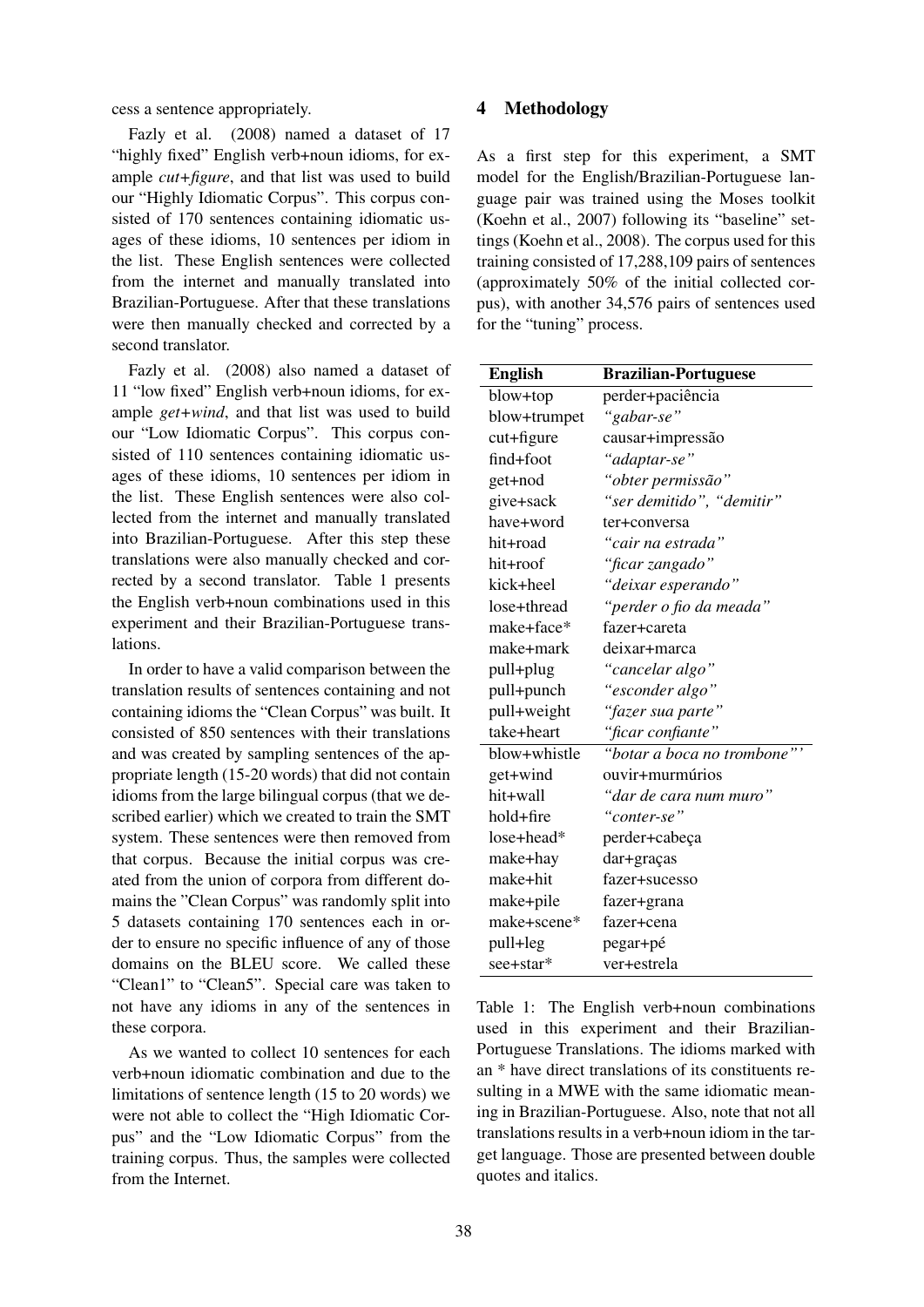cess a sentence appropriately.

Fazly et al. (2008) named a dataset of 17 "highly fixed" English verb+noun idioms, for example *cut+figure*, and that list was used to build our "Highly Idiomatic Corpus". This corpus consisted of 170 sentences containing idiomatic usages of these idioms, 10 sentences per idiom in the list. These English sentences were collected from the internet and manually translated into Brazilian-Portuguese. After that these translations were then manually checked and corrected by a second translator.

Fazly et al. (2008) also named a dataset of 11 "low fixed" English verb+noun idioms, for example *get+wind*, and that list was used to build our "Low Idiomatic Corpus". This corpus consisted of 110 sentences containing idiomatic usages of these idioms, 10 sentences per idiom in the list. These English sentences were also collected from the internet and manually translated into Brazilian-Portuguese. After this step these translations were also manually checked and corrected by a second translator. Table 1 presents the English verb+noun combinations used in this experiment and their Brazilian-Portuguese translations.

In order to have a valid comparison between the translation results of sentences containing and not containing idioms the "Clean Corpus" was built. It consisted of 850 sentences with their translations and was created by sampling sentences of the appropriate length (15-20 words) that did not contain idioms from the large bilingual corpus (that we described earlier) which we created to train the SMT system. These sentences were then removed from that corpus. Because the initial corpus was created from the union of corpora from different domains the "Clean Corpus" was randomly split into 5 datasets containing 170 sentences each in order to ensure no specific influence of any of those domains on the BLEU score. We called these "Clean1" to "Clean5". Special care was taken to not have any idioms in any of the sentences in these corpora.

As we wanted to collect 10 sentences for each verb+noun idiomatic combination and due to the limitations of sentence length (15 to 20 words) we were not able to collect the "High Idiomatic Corpus" and the "Low Idiomatic Corpus" from the training corpus. Thus, the samples were collected from the Internet.

## 4 Methodology

As a first step for this experiment, a SMT model for the English/Brazilian-Portuguese language pair was trained using the Moses toolkit (Koehn et al., 2007) following its "baseline" settings (Koehn et al., 2008). The corpus used for this training consisted of 17,288,109 pairs of sentences (approximately 50% of the initial collected corpus), with another 34,576 pairs of sentences used for the "tuning" process.

| English | Brazilian-Portuguese |
|---|---|
| blow+top | perder+paciência |
| blow+trumpet | *"gabar-se"* |
| cut+figure | causar+impressão |
| find+foot | *"adaptar-se"* |
| get+nod | *"obter permissão"* |
| give+sack | *"ser demitido", "demitir"* |
| have+word | ter+conversa |
| hit+road | *"cair na estrada"* |
| hit+roof | *"ficar zangado"* |
| kick+heel | *"deixar esperando"* |
| lose+thread | *"perder o fio da meada"* |
| make+face* | fazer+careta |
| make+mark | deixar+marca |
| pull+plug | *"cancelar algo"* |
| pull+punch | *"esconder algo"* |
| pull+weight | *"fazer sua parte"* |
| take+heart | *"ficar confiante"* |
| blow+whistle | *"botar a boca no trombone"'* |
| get+wind | ouvir+murmúrios |
| hit+wall | *"dar de cara num muro"* |
| hold+fire | *"conter-se"* |
| lose+head* | perder+cabeça |
| make+hay | dar+graças |
| make+hit | fazer+sucesso |
| make+pile | fazer+grana |
| make+scene* | fazer+cena |
| pull+leg | pegar+pé |
| see+star* | ver+estrela |

Table 1: The English verb+noun combinations used in this experiment and their Brazilian-Portuguese Translations. The idioms marked with an * have direct translations of its constituents resulting in a MWE with the same idiomatic meaning in Brazilian-Portuguese. Also, note that not all translations results in a verb+noun idiom in the target language. Those are presented between double quotes and italics.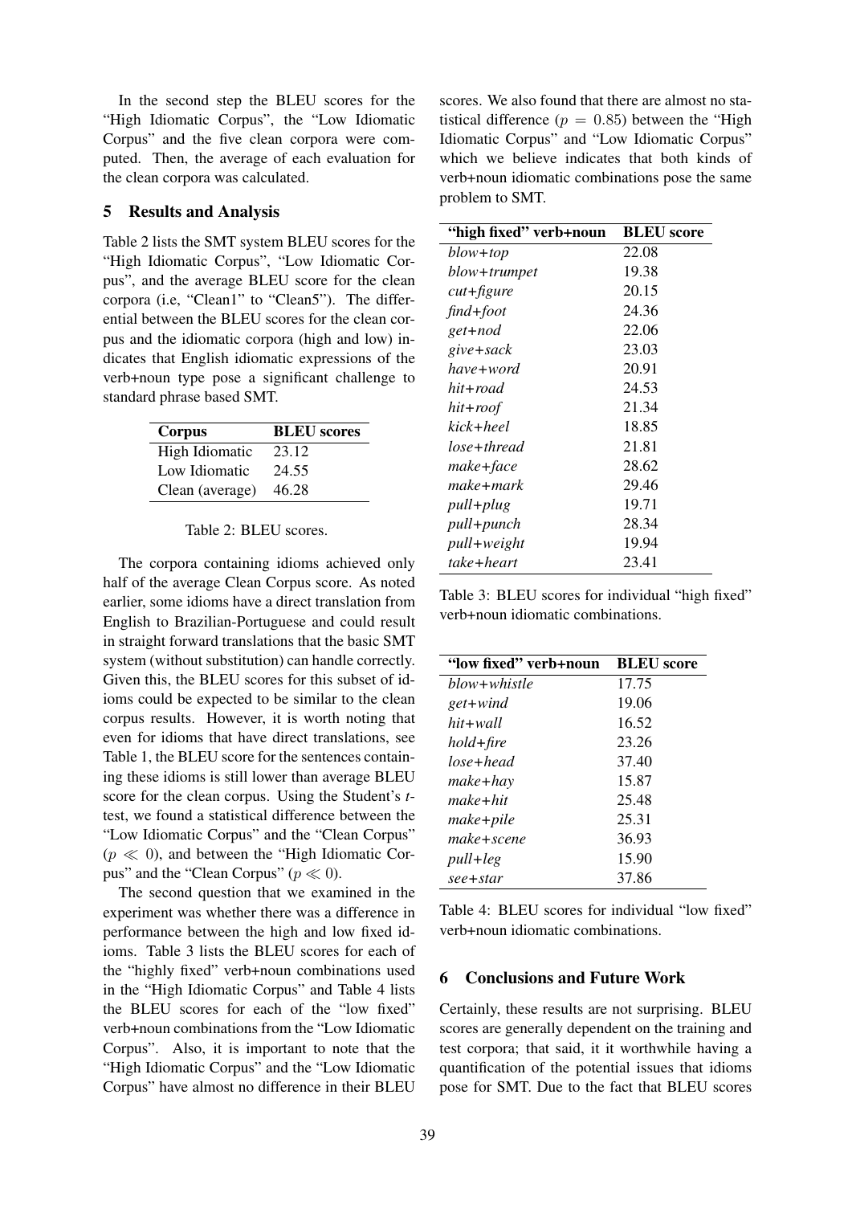In the second step the BLEU scores for the "High Idiomatic Corpus", the "Low Idiomatic Corpus" and the five clean corpora were computed. Then, the average of each evaluation for the clean corpora was calculated.

## 5 Results and Analysis

Table 2 lists the SMT system BLEU scores for the "High Idiomatic Corpus", "Low Idiomatic Corpus", and the average BLEU score for the clean corpora (i.e, "Clean1" to "Clean5"). The differential between the BLEU scores for the clean corpus and the idiomatic corpora (high and low) indicates that English idiomatic expressions of the verb+noun type pose a significant challenge to standard phrase based SMT.

| Corpus | BLEU scores |
|---|---|
| High Idiomatic | 23.12 |
| Low Idiomatic | 24.55 |
| Clean (average) | 46.28 |

Table 2: BLEU scores.

The corpora containing idioms achieved only half of the average Clean Corpus score. As noted earlier, some idioms have a direct translation from English to Brazilian-Portuguese and could result in straight forward translations that the basic SMT system (without substitution) can handle correctly. Given this, the BLEU scores for this subset of idioms could be expected to be similar to the clean corpus results. However, it is worth noting that even for idioms that have direct translations, see Table 1, the BLEU score for the sentences containing these idioms is still lower than average BLEU score for the clean corpus. Using the Student's *t*-test, we found a statistical difference between the "Low Idiomatic Corpus" and the "Clean Corpus" ($p \ll 0$), and between the "High Idiomatic Corpus" and the "Clean Corpus" ($p \ll 0$).

The second question that we examined in the experiment was whether there was a difference in performance between the high and low fixed idioms. Table 3 lists the BLEU scores for each of the "highly fixed" verb+noun combinations used in the "High Idiomatic Corpus" and Table 4 lists the BLEU scores for each of the "low fixed" verb+noun combinations from the "Low Idiomatic Corpus". Also, it is important to note that the "High Idiomatic Corpus" and the "Low Idiomatic Corpus" have almost no difference in their BLEU scores. We also found that there are almost no statistical difference ($p = 0.85$) between the "High Idiomatic Corpus" and "Low Idiomatic Corpus" which we believe indicates that both kinds of verb+noun idiomatic combinations pose the same problem to SMT.

| "high fixed" verb+noun | BLEU score |
|---|---|
| *blow+top* | 22.08 |
| *blow+trumpet* | 19.38 |
| *cut+figure* | 20.15 |
| *find+foot* | 24.36 |
| *get+nod* | 22.06 |
| *give+sack* | 23.03 |
| *have+word* | 20.91 |
| *hit+road* | 24.53 |
| *hit+roof* | 21.34 |
| *kick+heel* | 18.85 |
| *lose+thread* | 21.81 |
| *make+face* | 28.62 |
| *make+mark* | 29.46 |
| *pull+plug* | 19.71 |
| *pull+punch* | 28.34 |
| *pull+weight* | 19.94 |
| *take+heart* | 23.41 |

Table 3: BLEU scores for individual "high fixed" verb+noun idiomatic combinations.

| "low fixed" verb+noun | BLEU score |
|---|---|
| *blow+whistle* | 17.75 |
| *get+wind* | 19.06 |
| *hit+wall* | 16.52 |
| *hold+fire* | 23.26 |
| *lose+head* | 37.40 |
| *make+hay* | 15.87 |
| *make+hit* | 25.48 |
| *make+pile* | 25.31 |
| *make+scene* | 36.93 |
| *pull+leg* | 15.90 |
| *see+star* | 37.86 |

Table 4: BLEU scores for individual "low fixed" verb+noun idiomatic combinations.

## 6 Conclusions and Future Work

Certainly, these results are not surprising. BLEU scores are generally dependent on the training and test corpora; that said, it it worthwhile having a quantification of the potential issues that idioms pose for SMT. Due to the fact that BLEU scores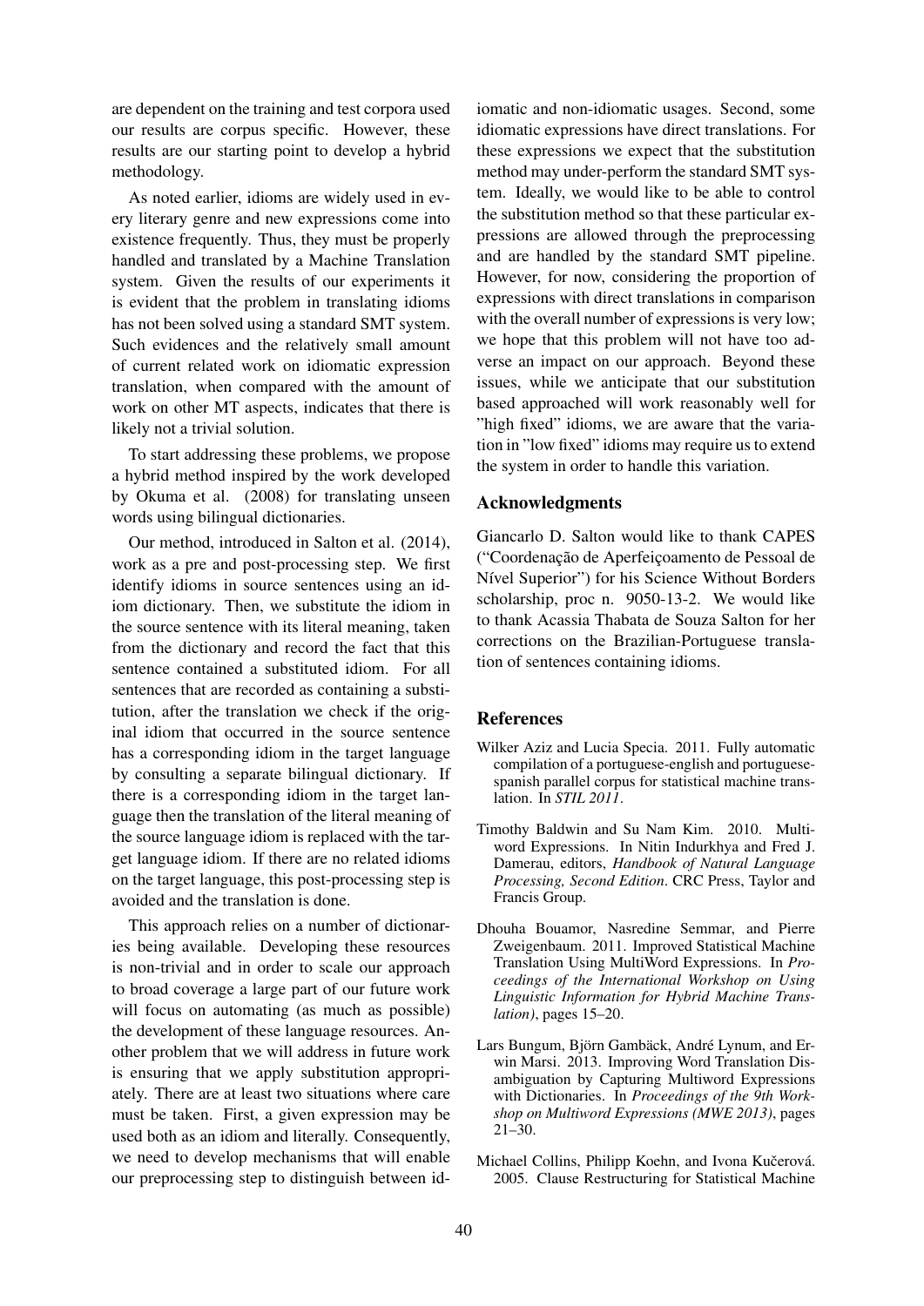are dependent on the training and test corpora used our results are corpus specific. However, these results are our starting point to develop a hybrid methodology.

As noted earlier, idioms are widely used in every literary genre and new expressions come into existence frequently. Thus, they must be properly handled and translated by a Machine Translation system. Given the results of our experiments it is evident that the problem in translating idioms has not been solved using a standard SMT system. Such evidences and the relatively small amount of current related work on idiomatic expression translation, when compared with the amount of work on other MT aspects, indicates that there is likely not a trivial solution.

To start addressing these problems, we propose a hybrid method inspired by the work developed by Okuma et al. (2008) for translating unseen words using bilingual dictionaries.

Our method, introduced in Salton et al. (2014), work as a pre and post-processing step. We first identify idioms in source sentences using an idiom dictionary. Then, we substitute the idiom in the source sentence with its literal meaning, taken from the dictionary and record the fact that this sentence contained a substituted idiom. For all sentences that are recorded as containing a substitution, after the translation we check if the original idiom that occurred in the source sentence has a corresponding idiom in the target language by consulting a separate bilingual dictionary. If there is a corresponding idiom in the target language then the translation of the literal meaning of the source language idiom is replaced with the target language idiom. If there are no related idioms on the target language, this post-processing step is avoided and the translation is done.

This approach relies on a number of dictionaries being available. Developing these resources is non-trivial and in order to scale our approach to broad coverage a large part of our future work will focus on automating (as much as possible) the development of these language resources. Another problem that we will address in future work is ensuring that we apply substitution appropriately. There are at least two situations where care must be taken. First, a given expression may be used both as an idiom and literally. Consequently, we need to develop mechanisms that will enable our preprocessing step to distinguish between idiomatic and non-idiomatic usages. Second, some idiomatic expressions have direct translations. For these expressions we expect that the substitution method may under-perform the standard SMT system. Ideally, we would like to be able to control the substitution method so that these particular expressions are allowed through the preprocessing and are handled by the standard SMT pipeline. However, for now, considering the proportion of expressions with direct translations in comparison with the overall number of expressions is very low; we hope that this problem will not have too adverse an impact on our approach. Beyond these issues, while we anticipate that our substitution based approached will work reasonably well for "high fixed" idioms, we are aware that the variation in "low fixed" idioms may require us to extend the system in order to handle this variation.

## Acknowledgments

Giancarlo D. Salton would like to thank CAPES ("Coordenação de Aperfeiçoamento de Pessoal de Nível Superior") for his Science Without Borders scholarship, proc n. 9050-13-2. We would like to thank Acassia Thabata de Souza Salton for her corrections on the Brazilian-Portuguese translation of sentences containing idioms.

## References

Wilker Aziz and Lucia Specia. 2011. Fully automatic compilation of a portuguese-english and portuguese-spanish parallel corpus for statistical machine translation. In *STIL 2011*.

Timothy Baldwin and Su Nam Kim. 2010. Multiword Expressions. In Nitin Indurkhya and Fred J. Damerau, editors, *Handbook of Natural Language Processing, Second Edition*. CRC Press, Taylor and Francis Group.

Dhouha Bouamor, Nasredine Semmar, and Pierre Zweigenbaum. 2011. Improved Statistical Machine Translation Using MultiWord Expressions. In *Proceedings of the International Workshop on Using Linguistic Information for Hybrid Machine Translation)*, pages 15–20.

Lars Bungum, Björn Gambäck, André Lynum, and Erwin Marsi. 2013. Improving Word Translation Disambiguation by Capturing Multiword Expressions with Dictionaries. In *Proceedings of the 9th Workshop on Multiword Expressions (MWE 2013)*, pages 21–30.

Michael Collins, Philipp Koehn, and Ivona Kučerová. 2005. Clause Restructuring for Statistical Machine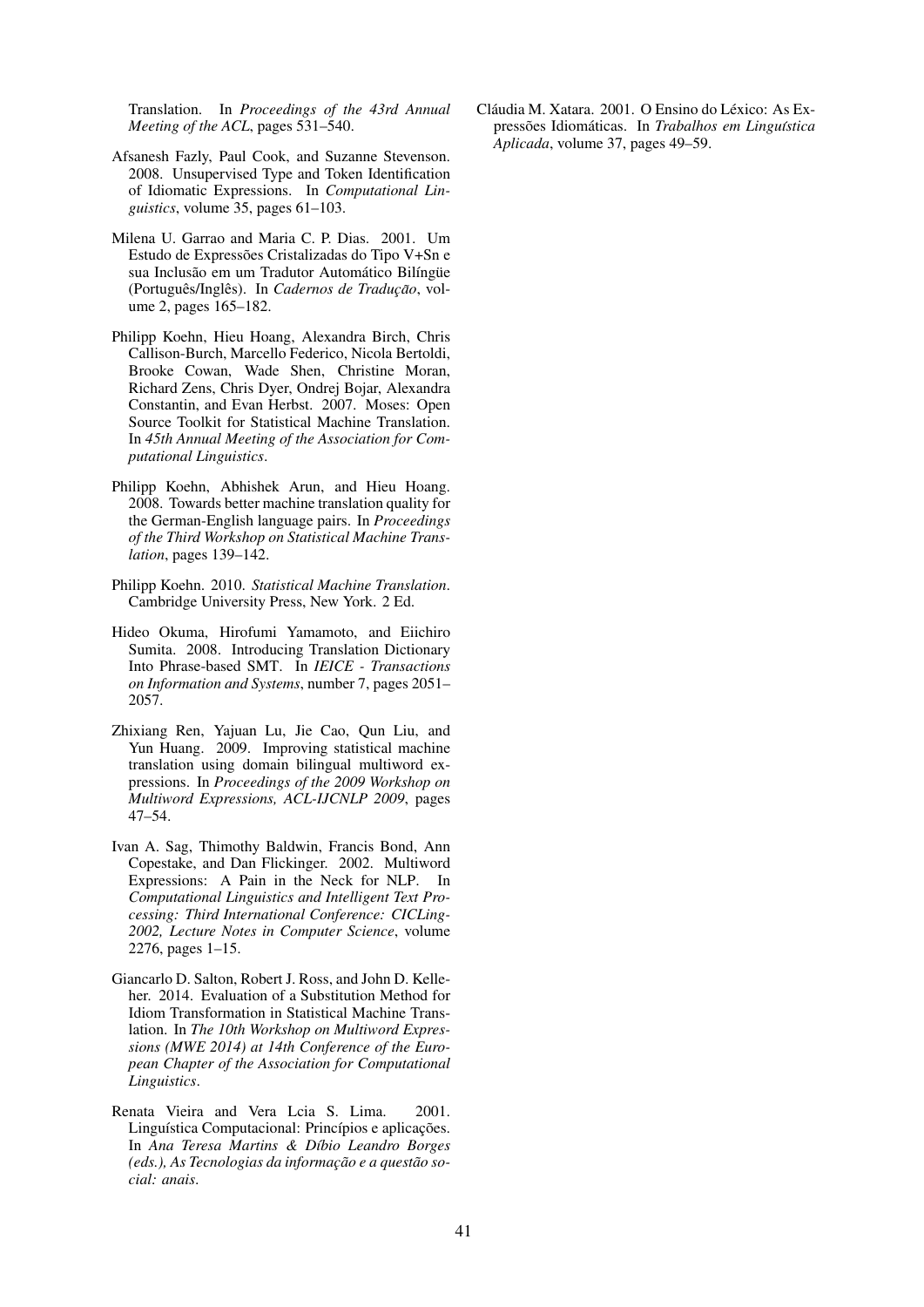Translation. In *Proceedings of the 43rd Annual Meeting of the ACL*, pages 531–540.

Afsaneh Fazly, Paul Cook, and Suzanne Stevenson. 2008. Unsupervised Type and Token Identification of Idiomatic Expressions. In *Computational Linguistics*, volume 35, pages 61–103.

Milena U. Garrao and Maria C. P. Dias. 2001. Um Estudo de Expressões Cristalizadas do Tipo V+Sn e sua Inclusão em um Tradutor Automático Bilíngüe (Português/Inglês). In *Cadernos de Tradução*, volume 2, pages 165–182.

Philipp Koehn, Hieu Hoang, Alexandra Birch, Chris Callison-Burch, Marcello Federico, Nicola Bertoldi, Brooke Cowan, Wade Shen, Christine Moran, Richard Zens, Chris Dyer, Ondrej Bojar, Alexandra Constantin, and Evan Herbst. 2007. Moses: Open Source Toolkit for Statistical Machine Translation. In *45th Annual Meeting of the Association for Computational Linguistics*.

Philipp Koehn, Abhishek Arun, and Hieu Hoang. 2008. Towards better machine translation quality for the German-English language pairs. In *Proceedings of the Third Workshop on Statistical Machine Translation*, pages 139–142.

Philipp Koehn. 2010. *Statistical Machine Translation*. Cambridge University Press, New York. 2 Ed.

Hideo Okuma, Hirofumi Yamamoto, and Eiichiro Sumita. 2008. Introducing Translation Dictionary Into Phrase-based SMT. In *IEICE - Transactions on Information and Systems*, number 7, pages 2051–2057.

Zhixiang Ren, Yajuan Lu, Jie Cao, Qun Liu, and Yun Huang. 2009. Improving statistical machine translation using domain bilingual multiword expressions. In *Proceedings of the 2009 Workshop on Multiword Expressions, ACL-IJCNLP 2009*, pages 47–54.

Ivan A. Sag, Thimothy Baldwin, Francis Bond, Ann Copestake, and Dan Flickinger. 2002. Multiword Expressions: A Pain in the Neck for NLP. In *Computational Linguistics and Intelligent Text Processing: Third International Conference: CICLing-2002, Lecture Notes in Computer Science*, volume 2276, pages 1–15.

Giancarlo D. Salton, Robert J. Ross, and John D. Kelleher. 2014. Evaluation of a Substitution Method for Idiom Transformation in Statistical Machine Translation. In *The 10th Workshop on Multiword Expressions (MWE 2014) at 14th Conference of the European Chapter of the Association for Computational Linguistics*.

Renata Vieira and Vera Lcia S. Lima. 2001. Linguística Computacional: Princípios e aplicações. In *Ana Teresa Martins & Díbio Leandro Borges (eds.), As Tecnologias da informação e a questão social: anais*.

Cláudia M. Xatara. 2001. O Ensino do Léxico: As Expressões Idiomáticas. In *Trabalhos em Linguística Aplicada*, volume 37, pages 49–59.